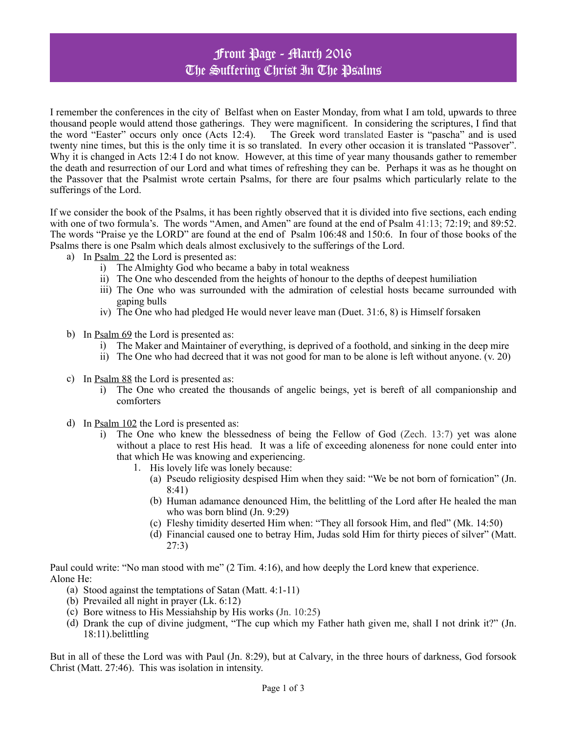# Front Page - March 2016
# The Suffering Christ In The Psalms

I remember the conferences in the city of Belfast when on Easter Monday, from what I am told, upwards to three thousand people would attend those gatherings. They were magnificent. In considering the scriptures, I find that the word "Easter" occurs only once (Acts 12:4). The Greek word translated Easter is "pascha" and is used twenty nine times, but this is the only time it is so translated. In every other occasion it is translated "Passover". Why it is changed in Acts 12:4 I do not know. However, at this time of year many thousands gather to remember the death and resurrection of our Lord and what times of refreshing they can be. Perhaps it was as he thought on the Passover that the Psalmist wrote certain Psalms, for there are four psalms which particularly relate to the sufferings of the Lord.

If we consider the book of the Psalms, it has been rightly observed that it is divided into five sections, each ending with one of two formula's. The words "Amen, and Amen" are found at the end of Psalm 41:13; 72:19; and 89:52. The words "Praise ye the LORD" are found at the end of Psalm 106:48 and 150:6. In four of those books of the Psalms there is one Psalm which deals almost exclusively to the sufferings of the Lord.

a) In Psalm 22 the Lord is presented as:
   i) The Almighty God who became a baby in total weakness
   ii) The One who descended from the heights of honour to the depths of deepest humiliation
   iii) The One who was surrounded with the admiration of celestial hosts became surrounded with gaping bulls
   iv) The One who had pledged He would never leave man (Duet. 31:6, 8) is Himself forsaken

b) In Psalm 69 the Lord is presented as:
   i) The Maker and Maintainer of everything, is deprived of a foothold, and sinking in the deep mire
   ii) The One who had decreed that it was not good for man to be alone is left without anyone. (v. 20)

c) In Psalm 88 the Lord is presented as:
   i) The One who created the thousands of angelic beings, yet is bereft of all companionship and comforters

d) In Psalm 102 the Lord is presented as:
   i) The One who knew the blessedness of being the Fellow of God (Zech. 13:7) yet was alone without a place to rest His head. It was a life of exceeding aloneness for none could enter into that which He was knowing and experiencing.
      1. His lovely life was lonely because:
         (a) Pseudo religiosity despised Him when they said: "We be not born of fornication" (Jn. 8:41)
         (b) Human adamance denounced Him, the belittling of the Lord after He healed the man who was born blind (Jn. 9:29)
         (c) Fleshy timidity deserted Him when: "They all forsook Him, and fled" (Mk. 14:50)
         (d) Financial caused one to betray Him, Judas sold Him for thirty pieces of silver" (Matt. 27:3)

Paul could write: "No man stood with me" (2 Tim. 4:16), and how deeply the Lord knew that experience.
Alone He:

(a) Stood against the temptations of Satan (Matt. 4:1-11)
(b) Prevailed all night in prayer (Lk. 6:12)
(c) Bore witness to His Messiahship by His works (Jn. 10:25)
(d) Drank the cup of divine judgment, "The cup which my Father hath given me, shall I not drink it?" (Jn. 18:11).belittling

But in all of these the Lord was with Paul (Jn. 8:29), but at Calvary, in the three hours of darkness, God forsook Christ (Matt. 27:46). This was isolation in intensity.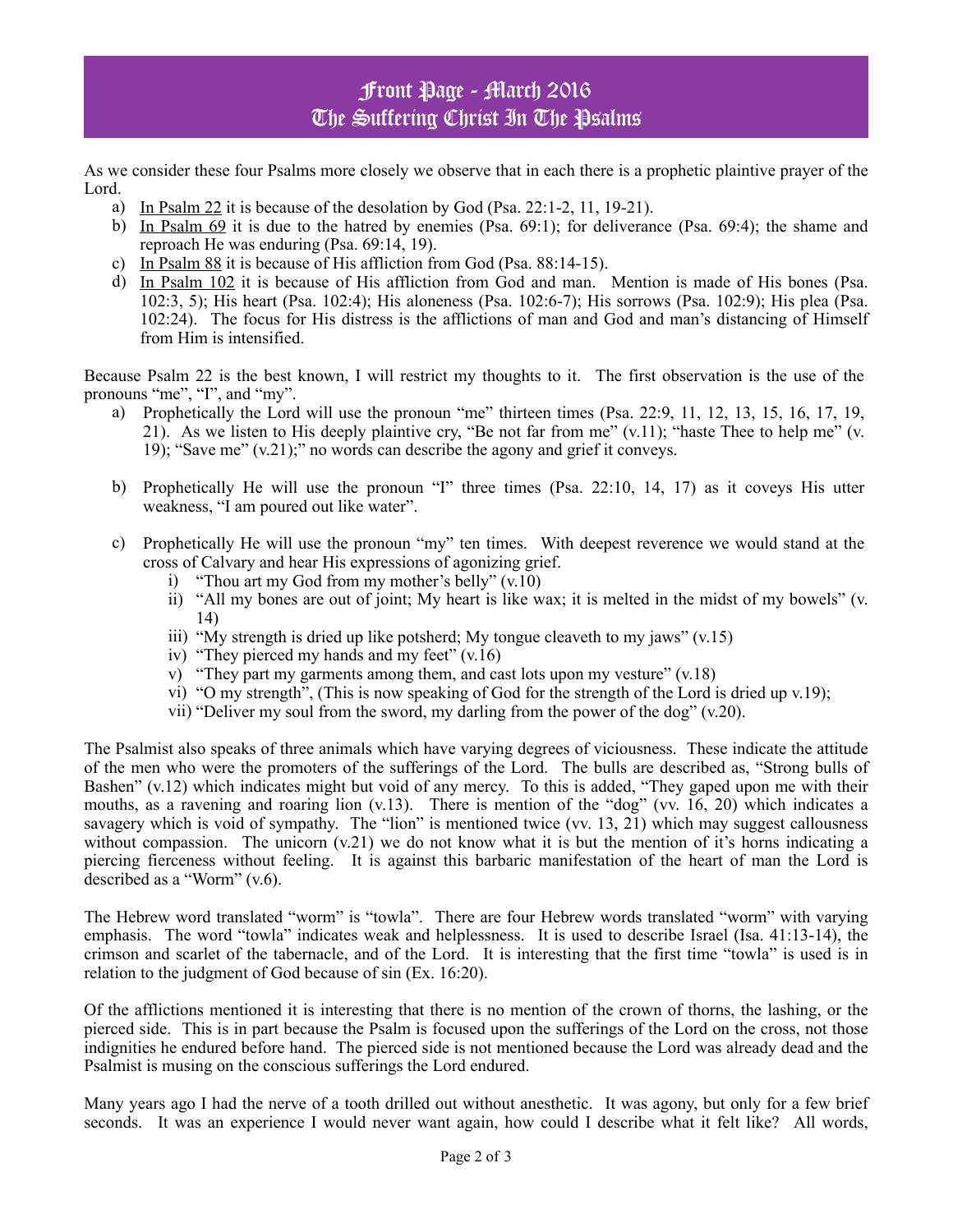# Front Page - March 2016
# The Suffering Christ In The Psalms

As we consider these four Psalms more closely we observe that in each there is a prophetic plaintive prayer of the Lord.

a) In Psalm 22 it is because of the desolation by God (Psa. 22:1-2, 11, 19-21).
b) In Psalm 69 it is due to the hatred by enemies (Psa. 69:1); for deliverance (Psa. 69:4); the shame and reproach He was enduring (Psa. 69:14, 19).
c) In Psalm 88 it is because of His affliction from God (Psa. 88:14-15).
d) In Psalm 102 it is because of His affliction from God and man. Mention is made of His bones (Psa. 102:3, 5); His heart (Psa. 102:4); His aloneness (Psa. 102:6-7); His sorrows (Psa. 102:9); His plea (Psa. 102:24). The focus for His distress is the afflictions of man and God and man's distancing of Himself from Him is intensified.

Because Psalm 22 is the best known, I will restrict my thoughts to it. The first observation is the use of the pronouns "me", "I", and "my".

a) Prophetically the Lord will use the pronoun "me" thirteen times (Psa. 22:9, 11, 12, 13, 15, 16, 17, 19, 21). As we listen to His deeply plaintive cry, "Be not far from me" (v.11); "haste Thee to help me" (v. 19); "Save me" (v.21);" no words can describe the agony and grief it conveys.

b) Prophetically He will use the pronoun "I" three times (Psa. 22:10, 14, 17) as it coveys His utter weakness, "I am poured out like water".

c) Prophetically He will use the pronoun "my" ten times. With deepest reverence we would stand at the cross of Calvary and hear His expressions of agonizing grief.
   i) "Thou art my God from my mother's belly" (v.10)
   ii) "All my bones are out of joint; My heart is like wax; it is melted in the midst of my bowels" (v. 14)
   iii) "My strength is dried up like potsherd; My tongue cleaveth to my jaws" (v.15)
   iv) "They pierced my hands and my feet" (v.16)
   v) "They part my garments among them, and cast lots upon my vesture" (v.18)
   vi) "O my strength", (This is now speaking of God for the strength of the Lord is dried up v.19);
   vii) "Deliver my soul from the sword, my darling from the power of the dog" (v.20).

The Psalmist also speaks of three animals which have varying degrees of viciousness. These indicate the attitude of the men who were the promoters of the sufferings of the Lord. The bulls are described as, "Strong bulls of Bashen" (v.12) which indicates might but void of any mercy. To this is added, "They gaped upon me with their mouths, as a ravening and roaring lion (v.13). There is mention of the "dog" (vv. 16, 20) which indicates a savagery which is void of sympathy. The "lion" is mentioned twice (vv. 13, 21) which may suggest callousness without compassion. The unicorn (v.21) we do not know what it is but the mention of it's horns indicating a piercing fierceness without feeling. It is against this barbaric manifestation of the heart of man the Lord is described as a "Worm" (v.6).

The Hebrew word translated "worm" is "towla". There are four Hebrew words translated "worm" with varying emphasis. The word "towla" indicates weak and helplessness. It is used to describe Israel (Isa. 41:13-14), the crimson and scarlet of the tabernacle, and of the Lord. It is interesting that the first time "towla" is used is in relation to the judgment of God because of sin (Ex. 16:20).

Of the afflictions mentioned it is interesting that there is no mention of the crown of thorns, the lashing, or the pierced side. This is in part because the Psalm is focused upon the sufferings of the Lord on the cross, not those indignities he endured before hand. The pierced side is not mentioned because the Lord was already dead and the Psalmist is musing on the conscious sufferings the Lord endured.

Many years ago I had the nerve of a tooth drilled out without anesthetic. It was agony, but only for a few brief seconds. It was an experience I would never want again, how could I describe what it felt like? All words,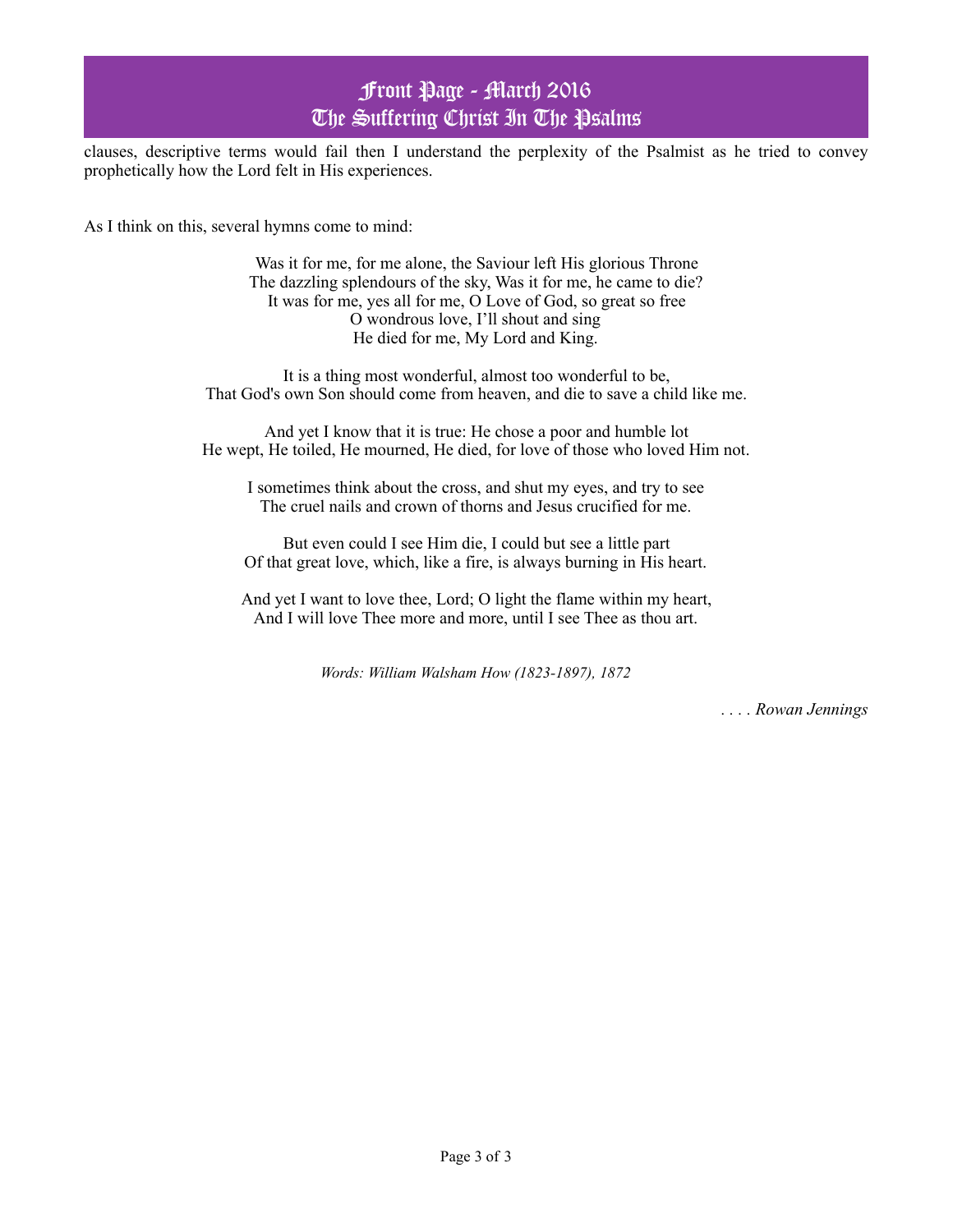clauses, descriptive terms would fail then I understand the perplexity of the Psalmist as he tried to convey prophetically how the Lord felt in His experiences.

As I think on this, several hymns come to mind:

Was it for me, for me alone, the Saviour left His glorious Throne  
The dazzling splendours of the sky, Was it for me, he came to die?  
It was for me, yes all for me, O Love of God, so great so free  
O wondrous love, I'll shout and sing  
He died for me, My Lord and King.

It is a thing most wonderful, almost too wonderful to be,  
That God's own Son should come from heaven, and die to save a child like me.

And yet I know that it is true: He chose a poor and humble lot  
He wept, He toiled, He mourned, He died, for love of those who loved Him not.

I sometimes think about the cross, and shut my eyes, and try to see  
The cruel nails and crown of thorns and Jesus crucified for me.

But even could I see Him die, I could but see a little part  
Of that great love, which, like a fire, is always burning in His heart.

And yet I want to love thee, Lord; O light the flame within my heart,  
And I will love Thee more and more, until I see Thee as thou art.

*Words: William Walsham How (1823-1897), 1872*

. . . . *Rowan Jennings*